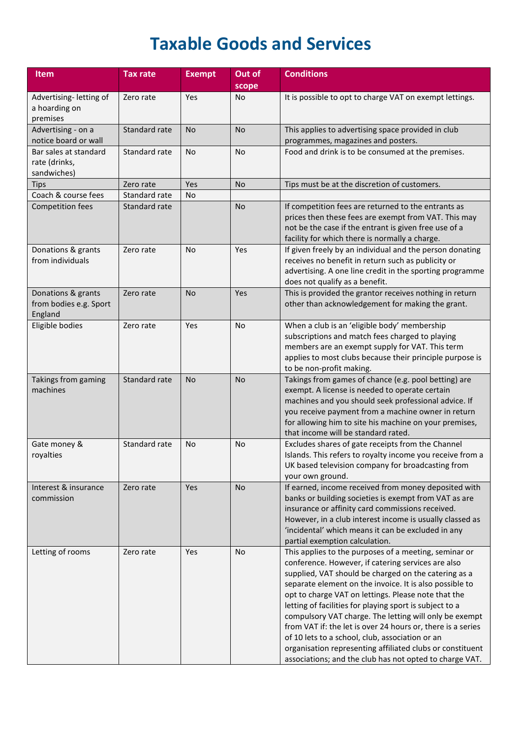# Taxable Goods and Services

| Item | Tax rate | Exempt | Out of scope | Conditions |
|---|---|---|---|---|
| Advertising- letting of a hoarding on premises | Zero rate | Yes | No | It is possible to opt to charge VAT on exempt lettings. |
| Advertising - on a notice board or wall | Standard rate | No | No | This applies to advertising space provided in club programmes, magazines and posters. |
| Bar sales at standard rate (drinks, sandwiches) | Standard rate | No | No | Food and drink is to be consumed at the premises. |
| Tips | Zero rate | Yes | No | Tips must be at the discretion of customers. |
| Coach & course fees | Standard rate | No | | |
| Competition fees | Standard rate | | No | If competition fees are returned to the entrants as prices then these fees are exempt from VAT. This may not be the case if the entrant is given free use of a facility for which there is normally a charge. |
| Donations & grants from individuals | Zero rate | No | Yes | If given freely by an individual and the person donating receives no benefit in return such as publicity or advertising. A one line credit in the sporting programme does not qualify as a benefit. |
| Donations & grants from bodies e.g. Sport England | Zero rate | No | Yes | This is provided the grantor receives nothing in return other than acknowledgement for making the grant. |
| Eligible bodies | Zero rate | Yes | No | When a club is an 'eligible body' membership subscriptions and match fees charged to playing members are an exempt supply for VAT. This term applies to most clubs because their principle purpose is to be non-profit making. |
| Takings from gaming machines | Standard rate | No | No | Takings from games of chance (e.g. pool betting) are exempt. A license is needed to operate certain machines and you should seek professional advice. If you receive payment from a machine owner in return for allowing him to site his machine on your premises, that income will be standard rated. |
| Gate money & royalties | Standard rate | No | No | Excludes shares of gate receipts from the Channel Islands. This refers to royalty income you receive from a UK based television company for broadcasting from your own ground. |
| Interest & insurance commission | Zero rate | Yes | No | If earned, income received from money deposited with banks or building societies is exempt from VAT as are insurance or affinity card commissions received. However, in a club interest income is usually classed as 'incidental' which means it can be excluded in any partial exemption calculation. |
| Letting of rooms | Zero rate | Yes | No | This applies to the purposes of a meeting, seminar or conference. However, if catering services are also supplied, VAT should be charged on the catering as a separate element on the invoice. It is also possible to opt to charge VAT on lettings. Please note that the letting of facilities for playing sport is subject to a compulsory VAT charge. The letting will only be exempt from VAT if: the let is over 24 hours or, there is a series of 10 lets to a school, club, association or an organisation representing affiliated clubs or constituent associations; and the club has not opted to charge VAT. |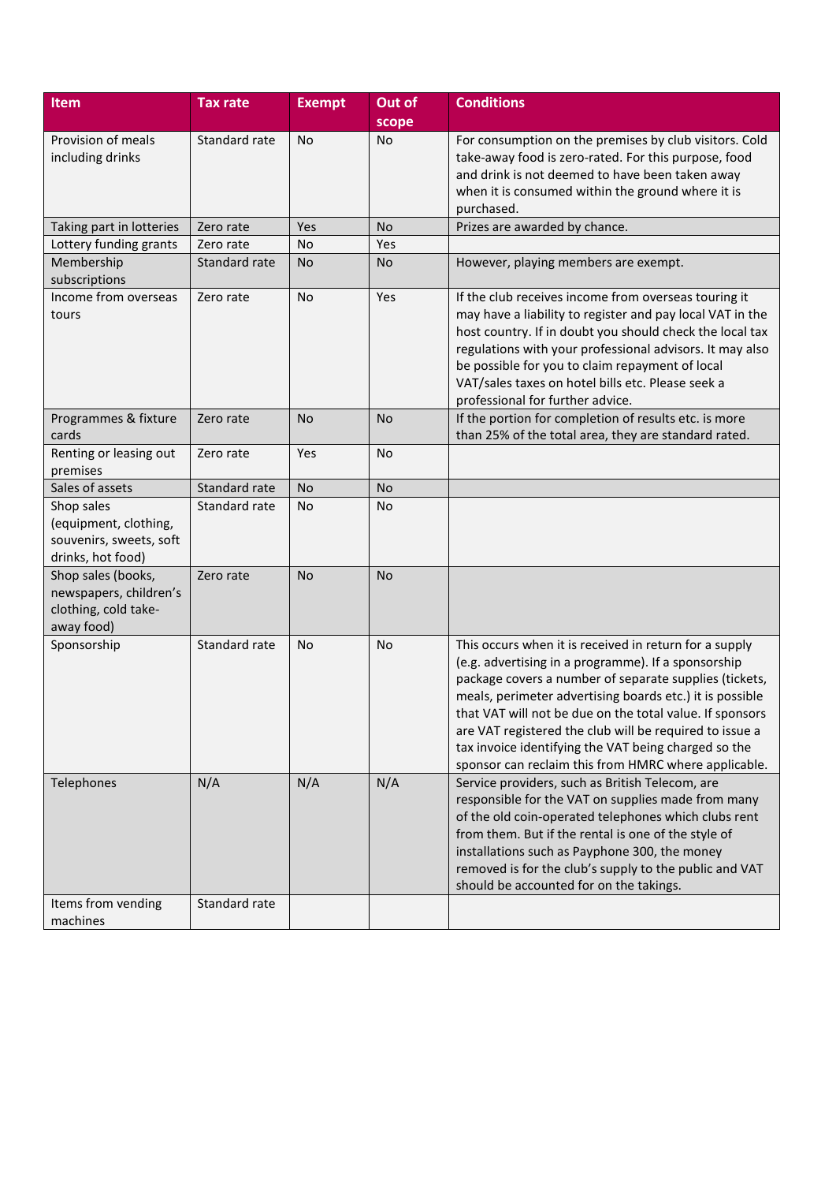| Item | Tax rate | Exempt | Out of scope | Conditions |
|---|---|---|---|---|
| Provision of meals including drinks | Standard rate | No | No | For consumption on the premises by club visitors. Cold take-away food is zero-rated. For this purpose, food and drink is not deemed to have been taken away when it is consumed within the ground where it is purchased. |
| Taking part in lotteries | Zero rate | Yes | No | Prizes are awarded by chance. |
| Lottery funding grants | Zero rate | No | Yes | |
| Membership subscriptions | Standard rate | No | No | However, playing members are exempt. |
| Income from overseas tours | Zero rate | No | Yes | If the club receives income from overseas touring it may have a liability to register and pay local VAT in the host country. If in doubt you should check the local tax regulations with your professional advisors. It may also be possible for you to claim repayment of local VAT/sales taxes on hotel bills etc. Please seek a professional for further advice. |
| Programmes & fixture cards | Zero rate | No | No | If the portion for completion of results etc. is more than 25% of the total area, they are standard rated. |
| Renting or leasing out premises | Zero rate | Yes | No | |
| Sales of assets | Standard rate | No | No | |
| Shop sales (equipment, clothing, souvenirs, sweets, soft drinks, hot food) | Standard rate | No | No | |
| Shop sales (books, newspapers, children's clothing, cold take-away food) | Zero rate | No | No | |
| Sponsorship | Standard rate | No | No | This occurs when it is received in return for a supply (e.g. advertising in a programme). If a sponsorship package covers a number of separate supplies (tickets, meals, perimeter advertising boards etc.) it is possible that VAT will not be due on the total value. If sponsors are VAT registered the club will be required to issue a tax invoice identifying the VAT being charged so the sponsor can reclaim this from HMRC where applicable. |
| Telephones | N/A | N/A | N/A | Service providers, such as British Telecom, are responsible for the VAT on supplies made from many of the old coin-operated telephones which clubs rent from them. But if the rental is one of the style of installations such as Payphone 300, the money removed is for the club's supply to the public and VAT should be accounted for on the takings. |
| Items from vending machines | Standard rate | | | |